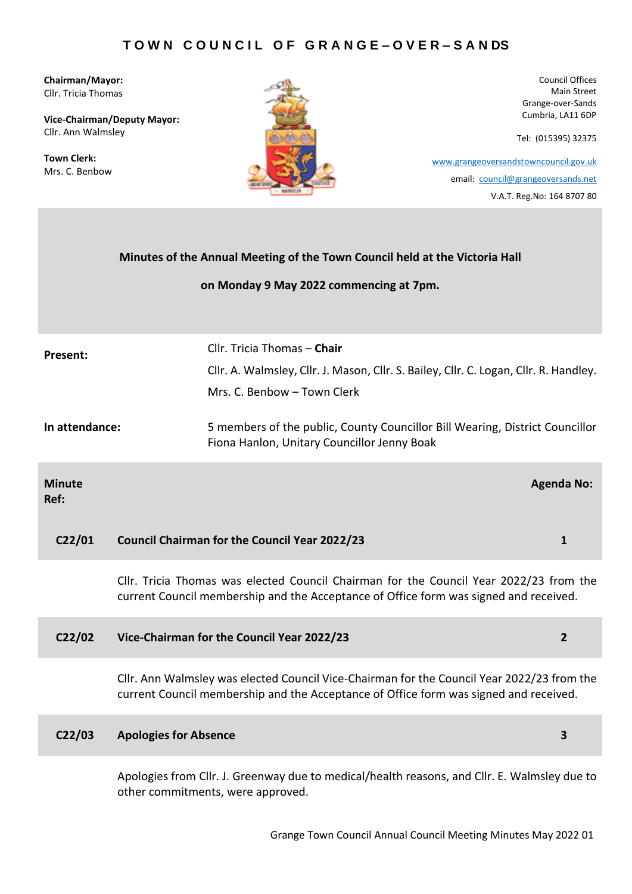# TOWN COUNCIL OF GRANGE–OVER–SANDS

**Chairman/Mayor:**
Cllr. Tricia Thomas

**Vice-Chairman/Deputy Mayor:**
Cllr. Ann Walmsley

**Town Clerk:**
Mrs. C. Benbow

Council Offices
Main Street
Grange-over-Sands
Cumbria, LA11 6DP

Tel: (015395) 32375

www.grangeoversandstowncouncil.gov.uk
email: council@grangeoversands.net
V.A.T. Reg.No: 164 8707 80

## Minutes of the Annual Meeting of the Town Council held at the Victoria Hall on Monday 9 May 2022 commencing at 7pm.

**Present:** Cllr. Tricia Thomas – **Chair**
Cllr. A. Walmsley, Cllr. J. Mason, Cllr. S. Bailey, Cllr. C. Logan, Cllr. R. Handley.
Mrs. C. Benbow – Town Clerk

**In attendance:** 5 members of the public, County Councillor Bill Wearing, District Councillor Fiona Hanlon, Unitary Councillor Jenny Boak

| Minute Ref: | | Agenda No: |
|---|---|---|
| **C22/01** | **Council Chairman for the Council Year 2022/23** | **1** |
| | Cllr. Tricia Thomas was elected Council Chairman for the Council Year 2022/23 from the current Council membership and the Acceptance of Office form was signed and received. | |
| **C22/02** | **Vice-Chairman for the Council Year 2022/23** | **2** |
| | Cllr. Ann Walmsley was elected Council Vice-Chairman for the Council Year 2022/23 from the current Council membership and the Acceptance of Office form was signed and received. | |
| **C22/03** | **Apologies for Absence** | **3** |
| | Apologies from Cllr. J. Greenway due to medical/health reasons, and Cllr. E. Walmsley due to other commitments, were approved. | |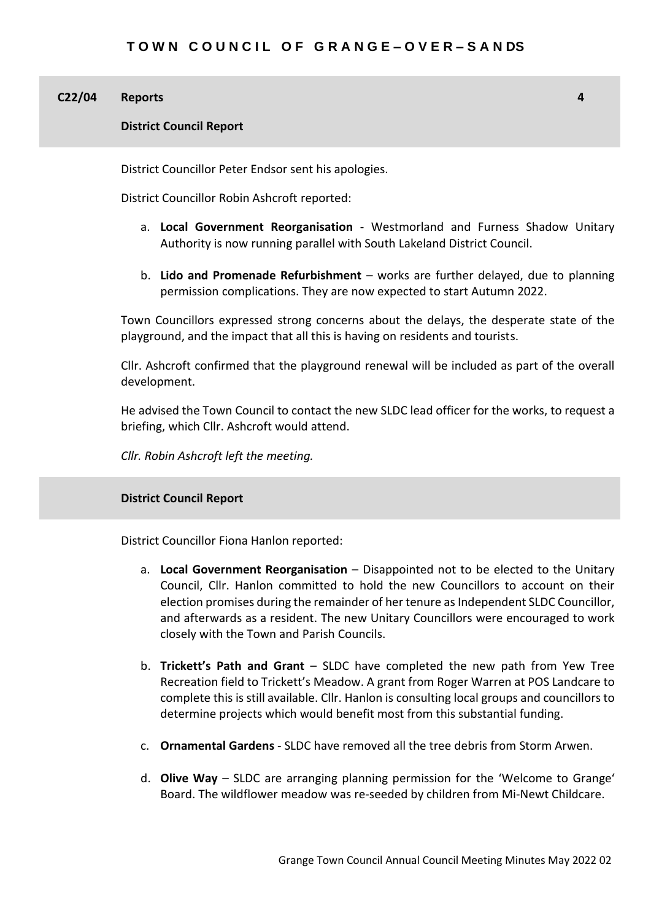## C22/04 Reports 4

### District Council Report

District Councillor Peter Endsor sent his apologies.

District Councillor Robin Ashcroft reported:

a. **Local Government Reorganisation** - Westmorland and Furness Shadow Unitary Authority is now running parallel with South Lakeland District Council.

b. **Lido and Promenade Refurbishment** – works are further delayed, due to planning permission complications. They are now expected to start Autumn 2022.

Town Councillors expressed strong concerns about the delays, the desperate state of the playground, and the impact that all this is having on residents and tourists.

Cllr. Ashcroft confirmed that the playground renewal will be included as part of the overall development.

He advised the Town Council to contact the new SLDC lead officer for the works, to request a briefing, which Cllr. Ashcroft would attend.

*Cllr. Robin Ashcroft left the meeting.*

### District Council Report

District Councillor Fiona Hanlon reported:

a. **Local Government Reorganisation** – Disappointed not to be elected to the Unitary Council, Cllr. Hanlon committed to hold the new Councillors to account on their election promises during the remainder of her tenure as Independent SLDC Councillor, and afterwards as a resident. The new Unitary Councillors were encouraged to work closely with the Town and Parish Councils.

b. **Trickett's Path and Grant** – SLDC have completed the new path from Yew Tree Recreation field to Trickett's Meadow. A grant from Roger Warren at POS Landcare to complete this is still available. Cllr. Hanlon is consulting local groups and councillors to determine projects which would benefit most from this substantial funding.

c. **Ornamental Gardens** - SLDC have removed all the tree debris from Storm Arwen.

d. **Olive Way** – SLDC are arranging planning permission for the 'Welcome to Grange' Board. The wildflower meadow was re-seeded by children from Mi-Newt Childcare.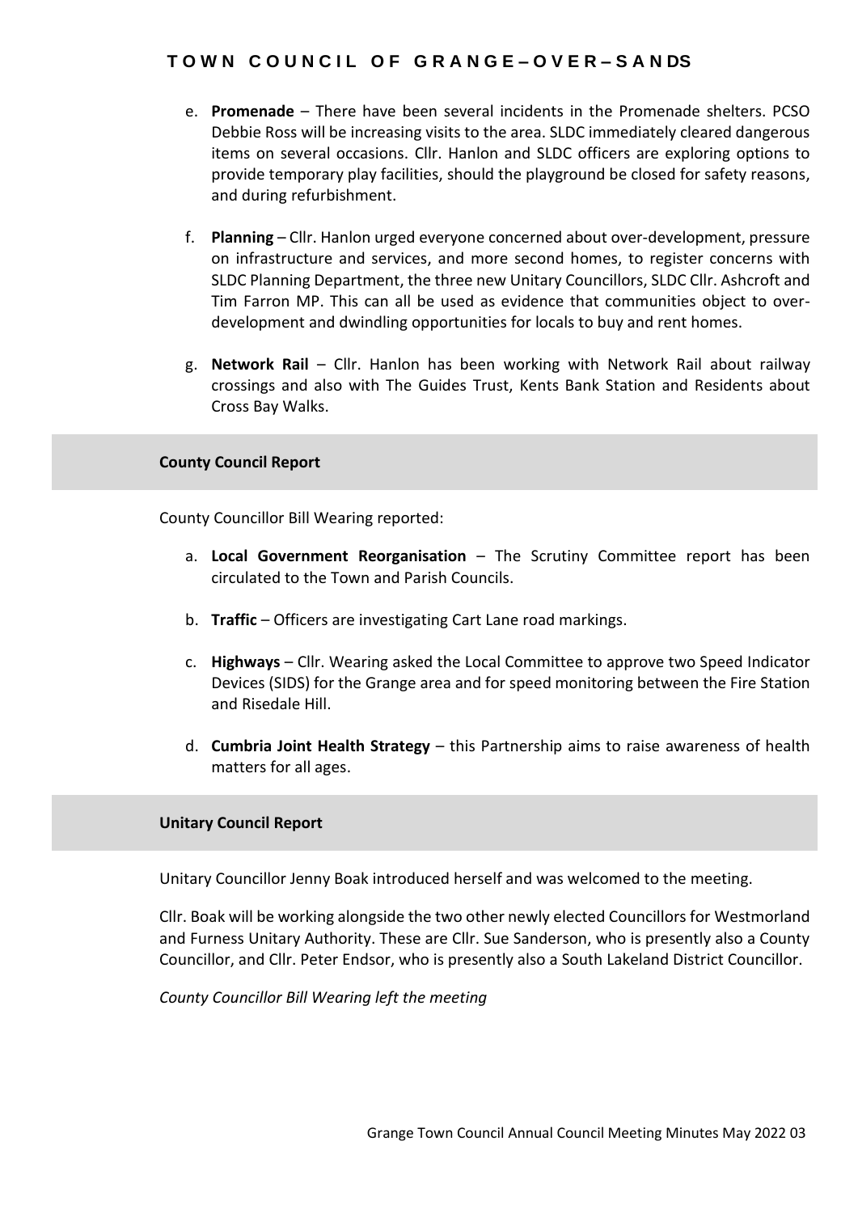e. **Promenade** – There have been several incidents in the Promenade shelters. PCSO Debbie Ross will be increasing visits to the area. SLDC immediately cleared dangerous items on several occasions. Cllr. Hanlon and SLDC officers are exploring options to provide temporary play facilities, should the playground be closed for safety reasons, and during refurbishment.

f. **Planning** – Cllr. Hanlon urged everyone concerned about over-development, pressure on infrastructure and services, and more second homes, to register concerns with SLDC Planning Department, the three new Unitary Councillors, SLDC Cllr. Ashcroft and Tim Farron MP. This can all be used as evidence that communities object to over-development and dwindling opportunities for locals to buy and rent homes.

g. **Network Rail** – Cllr. Hanlon has been working with Network Rail about railway crossings and also with The Guides Trust, Kents Bank Station and Residents about Cross Bay Walks.

### County Council Report

County Councillor Bill Wearing reported:

a. **Local Government Reorganisation** – The Scrutiny Committee report has been circulated to the Town and Parish Councils.

b. **Traffic** – Officers are investigating Cart Lane road markings.

c. **Highways** – Cllr. Wearing asked the Local Committee to approve two Speed Indicator Devices (SIDS) for the Grange area and for speed monitoring between the Fire Station and Risedale Hill.

d. **Cumbria Joint Health Strategy** – this Partnership aims to raise awareness of health matters for all ages.

### Unitary Council Report

Unitary Councillor Jenny Boak introduced herself and was welcomed to the meeting.

Cllr. Boak will be working alongside the two other newly elected Councillors for Westmorland and Furness Unitary Authority. These are Cllr. Sue Sanderson, who is presently also a County Councillor, and Cllr. Peter Endsor, who is presently also a South Lakeland District Councillor.

*County Councillor Bill Wearing left the meeting*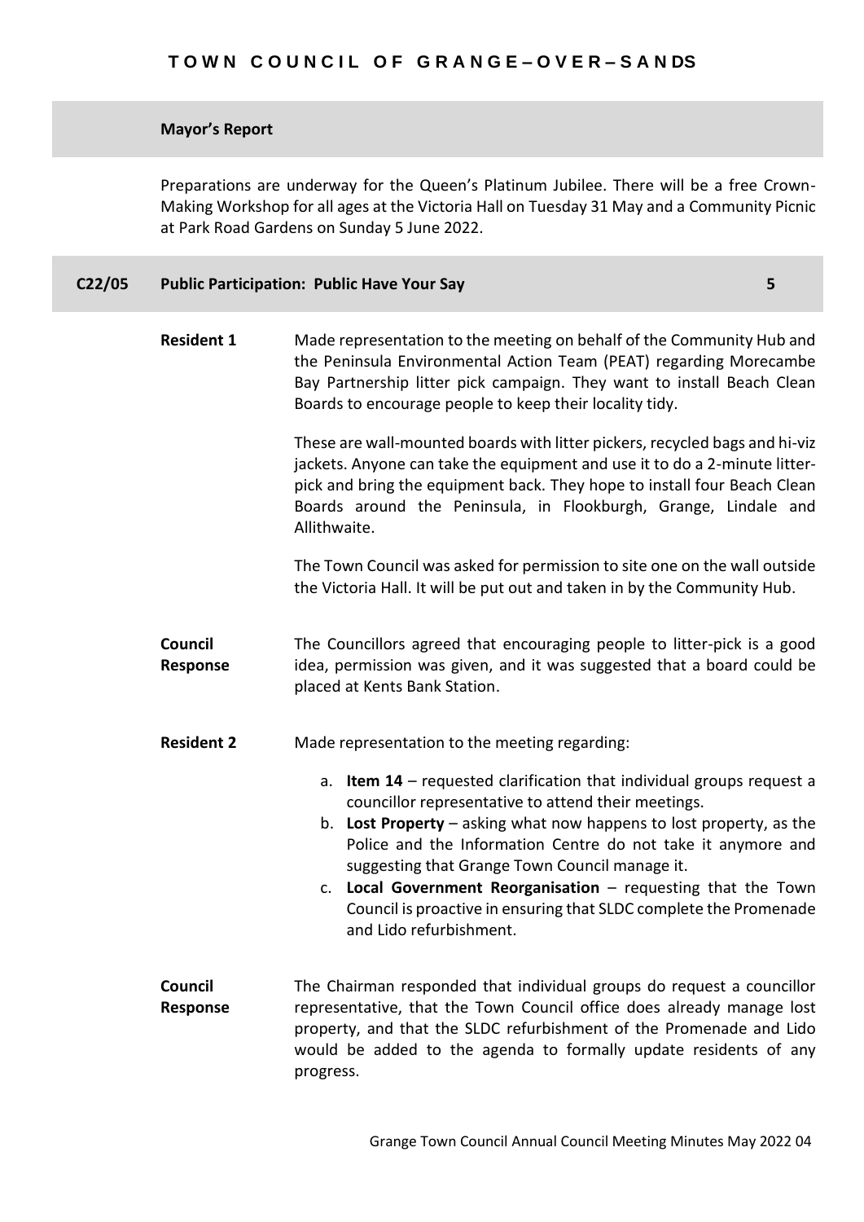## Mayor's Report

Preparations are underway for the Queen's Platinum Jubilee. There will be a free Crown-Making Workshop for all ages at the Victoria Hall on Tuesday 31 May and a Community Picnic at Park Road Gardens on Sunday 5 June 2022.

## C22/05 Public Participation: Public Have Your Say 5

**Resident 1**

Made representation to the meeting on behalf of the Community Hub and the Peninsula Environmental Action Team (PEAT) regarding Morecambe Bay Partnership litter pick campaign. They want to install Beach Clean Boards to encourage people to keep their locality tidy.

These are wall-mounted boards with litter pickers, recycled bags and hi-viz jackets. Anyone can take the equipment and use it to do a 2-minute litter-pick and bring the equipment back. They hope to install four Beach Clean Boards around the Peninsula, in Flookburgh, Grange, Lindale and Allithwaite.

The Town Council was asked for permission to site one on the wall outside the Victoria Hall. It will be put out and taken in by the Community Hub.

**Council Response**

The Councillors agreed that encouraging people to litter-pick is a good idea, permission was given, and it was suggested that a board could be placed at Kents Bank Station.

**Resident 2**

Made representation to the meeting regarding:

a. **Item 14** – requested clarification that individual groups request a councillor representative to attend their meetings.
b. **Lost Property** – asking what now happens to lost property, as the Police and the Information Centre do not take it anymore and suggesting that Grange Town Council manage it.
c. **Local Government Reorganisation** – requesting that the Town Council is proactive in ensuring that SLDC complete the Promenade and Lido refurbishment.

**Council Response**

The Chairman responded that individual groups do request a councillor representative, that the Town Council office does already manage lost property, and that the SLDC refurbishment of the Promenade and Lido would be added to the agenda to formally update residents of any progress.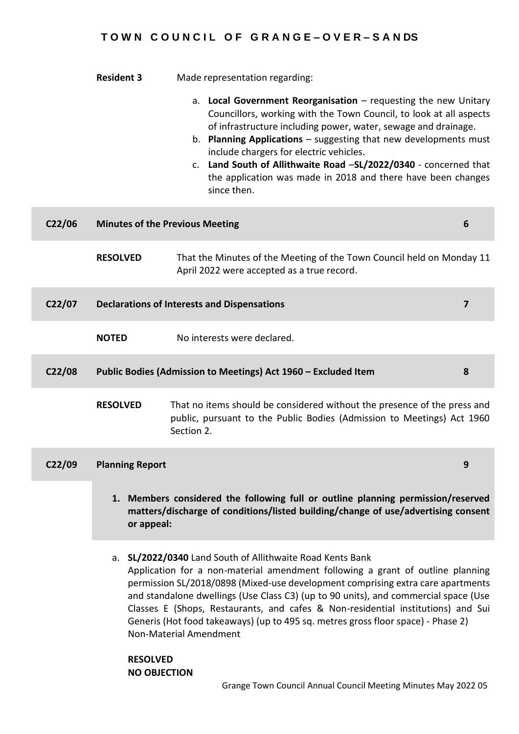**Resident 3** Made representation regarding:

a. **Local Government Reorganisation** – requesting the new Unitary Councillors, working with the Town Council, to look at all aspects of infrastructure including power, water, sewage and drainage.
b. **Planning Applications** – suggesting that new developments must include chargers for electric vehicles.
c. **Land South of Allithwaite Road** –**SL/2022/0340** - concerned that the application was made in 2018 and there have been changes since then.

## C22/06 Minutes of the Previous Meeting 6

**RESOLVED** That the Minutes of the Meeting of the Town Council held on Monday 11 April 2022 were accepted as a true record.

## C22/07 Declarations of Interests and Dispensations 7

**NOTED** No interests were declared.

## C22/08 Public Bodies (Admission to Meetings) Act 1960 – Excluded Item 8

**RESOLVED** That no items should be considered without the presence of the press and public, pursuant to the Public Bodies (Admission to Meetings) Act 1960 Section 2.

## C22/09 Planning Report 9

1. **Members considered the following full or outline planning permission/reserved matters/discharge of conditions/listed building/change of use/advertising consent or appeal:**

a. **SL/2022/0340** Land South of Allithwaite Road Kents Bank
Application for a non-material amendment following a grant of outline planning permission SL/2018/0898 (Mixed-use development comprising extra care apartments and standalone dwellings (Use Class C3) (up to 90 units), and commercial space (Use Classes E (Shops, Restaurants, and cafes & Non-residential institutions) and Sui Generis (Hot food takeaways) (up to 495 sq. metres gross floor space) - Phase 2)
Non-Material Amendment

**RESOLVED**
**NO OBJECTION**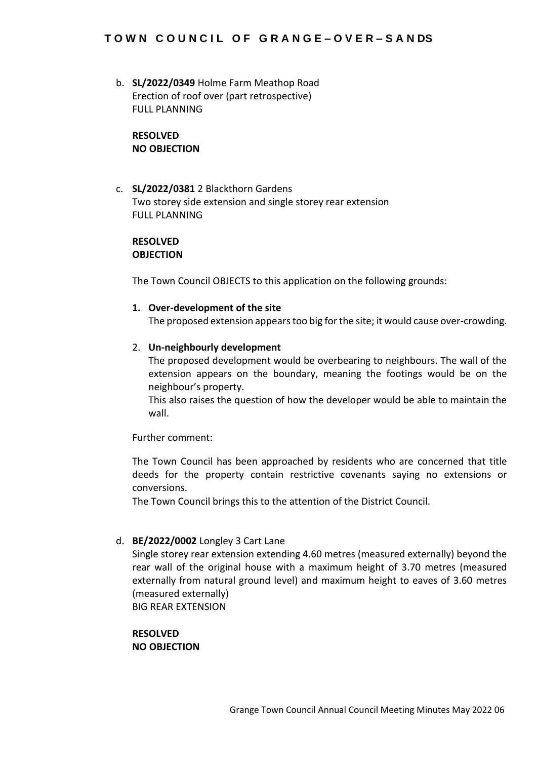b. **SL/2022/0349** Holme Farm Meathop Road
Erection of roof over (part retrospective)
FULL PLANNING

**RESOLVED**
**NO OBJECTION**

c. **SL/2022/0381** 2 Blackthorn Gardens
Two storey side extension and single storey rear extension
FULL PLANNING

**RESOLVED**
**OBJECTION**

The Town Council OBJECTS to this application on the following grounds:

1. **Over-development of the site**
The proposed extension appears too big for the site; it would cause over-crowding.

2. **Un-neighbourly development**
The proposed development would be overbearing to neighbours. The wall of the extension appears on the boundary, meaning the footings would be on the neighbour's property.
This also raises the question of how the developer would be able to maintain the wall.

Further comment:

The Town Council has been approached by residents who are concerned that title deeds for the property contain restrictive covenants saying no extensions or conversions.
The Town Council brings this to the attention of the District Council.

d. **BE/2022/0002** Longley 3 Cart Lane
Single storey rear extension extending 4.60 metres (measured externally) beyond the rear wall of the original house with a maximum height of 3.70 metres (measured externally from natural ground level) and maximum height to eaves of 3.60 metres (measured externally)
BIG REAR EXTENSION

**RESOLVED**
**NO OBJECTION**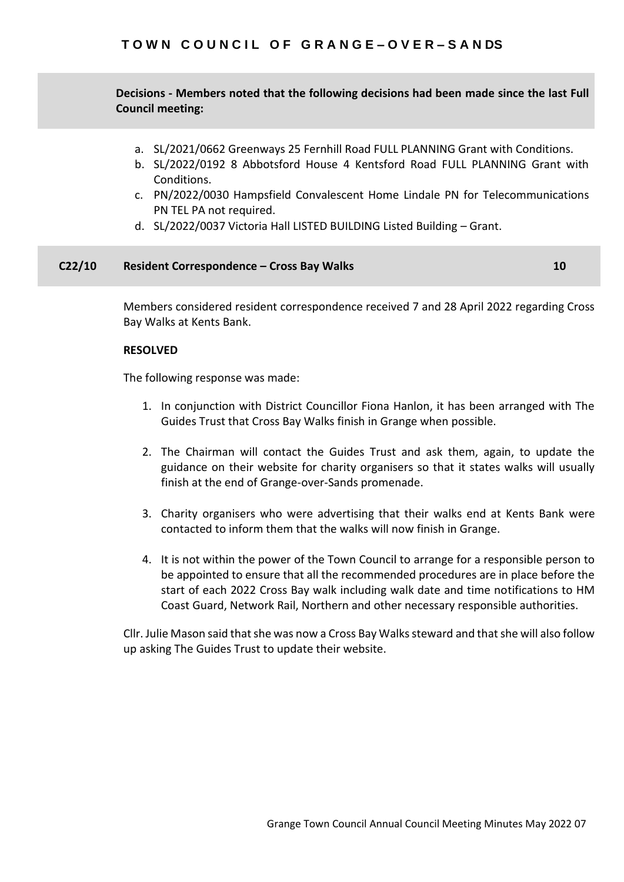**Decisions - Members noted that the following decisions had been made since the last Full Council meeting:**

a. SL/2021/0662 Greenways 25 Fernhill Road FULL PLANNING Grant with Conditions.
b. SL/2022/0192 8 Abbotsford House 4 Kentsford Road FULL PLANNING Grant with Conditions.
c. PN/2022/0030 Hampsfield Convalescent Home Lindale PN for Telecommunications PN TEL PA not required.
d. SL/2022/0037 Victoria Hall LISTED BUILDING Listed Building – Grant.

## C22/10 Resident Correspondence – Cross Bay Walks 10

Members considered resident correspondence received 7 and 28 April 2022 regarding Cross Bay Walks at Kents Bank.

**RESOLVED**

The following response was made:

1. In conjunction with District Councillor Fiona Hanlon, it has been arranged with The Guides Trust that Cross Bay Walks finish in Grange when possible.

2. The Chairman will contact the Guides Trust and ask them, again, to update the guidance on their website for charity organisers so that it states walks will usually finish at the end of Grange-over-Sands promenade.

3. Charity organisers who were advertising that their walks end at Kents Bank were contacted to inform them that the walks will now finish in Grange.

4. It is not within the power of the Town Council to arrange for a responsible person to be appointed to ensure that all the recommended procedures are in place before the start of each 2022 Cross Bay walk including walk date and time notifications to HM Coast Guard, Network Rail, Northern and other necessary responsible authorities.

Cllr. Julie Mason said that she was now a Cross Bay Walks steward and that she will also follow up asking The Guides Trust to update their website.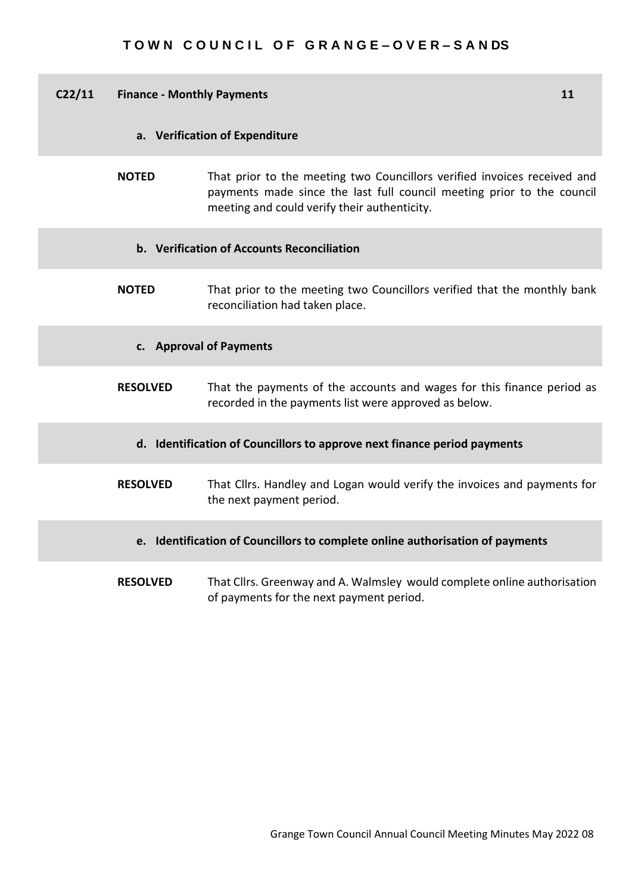## C22/11 Finance - Monthly Payments 11

### a. Verification of Expenditure

**NOTED** That prior to the meeting two Councillors verified invoices received and payments made since the last full council meeting prior to the council meeting and could verify their authenticity.

### b. Verification of Accounts Reconciliation

**NOTED** That prior to the meeting two Councillors verified that the monthly bank reconciliation had taken place.

### c. Approval of Payments

**RESOLVED** That the payments of the accounts and wages for this finance period as recorded in the payments list were approved as below.

### d. Identification of Councillors to approve next finance period payments

**RESOLVED** That Cllrs. Handley and Logan would verify the invoices and payments for the next payment period.

### e. Identification of Councillors to complete online authorisation of payments

**RESOLVED** That Cllrs. Greenway and A. Walmsley would complete online authorisation of payments for the next payment period.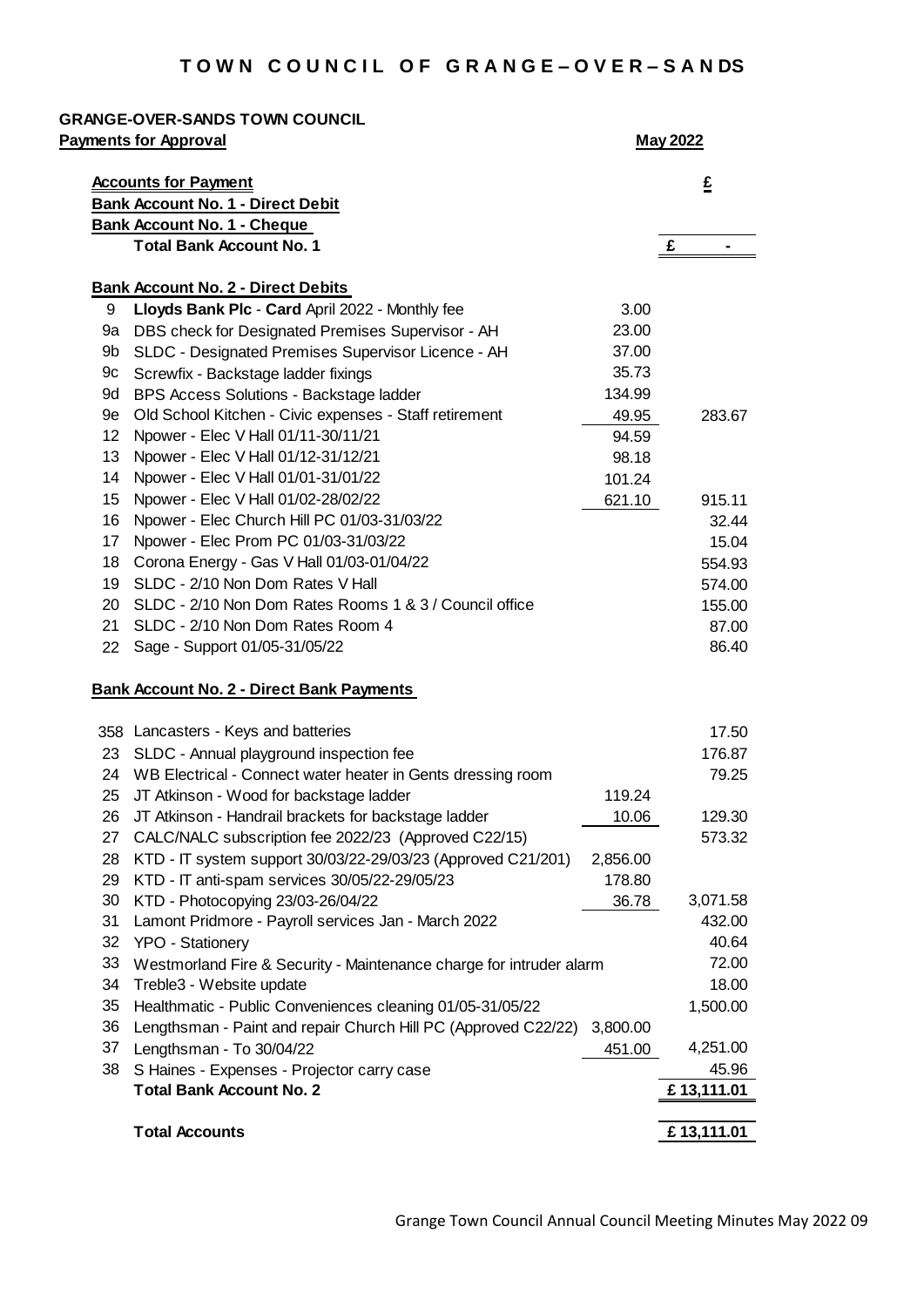# TOWN COUNCIL OF GRANGE–OVER–SANDS

**GRANGE-OVER-SANDS TOWN COUNCIL**

**Payments for Approval** — **May 2022**

| | | | £ |
|---|---|---|---|
| | **Accounts for Payment** | | |
| | **Bank Account No. 1 - Direct Debit** | | |
| | **Bank Account No. 1 - Cheque** | | |
| | **Total Bank Account No. 1** | | £ - |
| | | | |
| | **Bank Account No. 2 - Direct Debits** | | |
| 9 | **Lloyds Bank Plc** - **Card** April 2022 - Monthly fee | 3.00 | |
| 9a | DBS check for Designated Premises Supervisor - AH | 23.00 | |
| 9b | SLDC - Designated Premises Supervisor Licence - AH | 37.00 | |
| 9c | Screwfix - Backstage ladder fixings | 35.73 | |
| 9d | BPS Access Solutions - Backstage ladder | 134.99 | |
| 9e | Old School Kitchen - Civic expenses - Staff retirement | 49.95 | 283.67 |
| 12 | Npower - Elec V Hall 01/11-30/11/21 | 94.59 | |
| 13 | Npower - Elec V Hall 01/12-31/12/21 | 98.18 | |
| 14 | Npower - Elec V Hall 01/01-31/01/22 | 101.24 | |
| 15 | Npower - Elec V Hall 01/02-28/02/22 | 621.10 | 915.11 |
| 16 | Npower - Elec Church Hill PC 01/03-31/03/22 | | 32.44 |
| 17 | Npower - Elec Prom PC 01/03-31/03/22 | | 15.04 |
| 18 | Corona Energy - Gas V Hall 01/03-01/04/22 | | 554.93 |
| 19 | SLDC - 2/10 Non Dom Rates V Hall | | 574.00 |
| 20 | SLDC - 2/10 Non Dom Rates Rooms 1 & 3 / Council office | | 155.00 |
| 21 | SLDC - 2/10 Non Dom Rates Room 4 | | 87.00 |
| 22 | Sage - Support 01/05-31/05/22 | | 86.40 |
| | | | |
| | **Bank Account No. 2 - Direct Bank Payments** | | |
| | | | |
| 358 | Lancasters - Keys and batteries | | 17.50 |
| 23 | SLDC - Annual playground inspection fee | | 176.87 |
| 24 | WB Electrical - Connect water heater in Gents dressing room | | 79.25 |
| 25 | JT Atkinson - Wood for backstage ladder | 119.24 | |
| 26 | JT Atkinson - Handrail brackets for backstage ladder | 10.06 | 129.30 |
| 27 | CALC/NALC subscription fee 2022/23 (Approved C22/15) | | 573.32 |
| 28 | KTD - IT system support 30/03/22-29/03/23 (Approved C21/201) | 2,856.00 | |
| 29 | KTD - IT anti-spam services 30/05/22-29/05/23 | 178.80 | |
| 30 | KTD - Photocopying 23/03-26/04/22 | 36.78 | 3,071.58 |
| 31 | Lamont Pridmore - Payroll services Jan - March 2022 | | 432.00 |
| 32 | YPO - Stationery | | 40.64 |
| 33 | Westmorland Fire & Security - Maintenance charge for intruder alarm | | 72.00 |
| 34 | Treble3 - Website update | | 18.00 |
| 35 | Healthmatic - Public Conveniences cleaning 01/05-31/05/22 | | 1,500.00 |
| 36 | Lengthsman - Paint and repair Church Hill PC (Approved C22/22) | 3,800.00 | |
| 37 | Lengthsman - To 30/04/22 | 451.00 | 4,251.00 |
| 38 | S Haines - Expenses - Projector carry case | | 45.96 |
| | **Total Bank Account No. 2** | | **£ 13,111.01** |
| | | | |
| | **Total Accounts** | | **£ 13,111.01** |

Grange Town Council Annual Council Meeting Minutes May 2022 09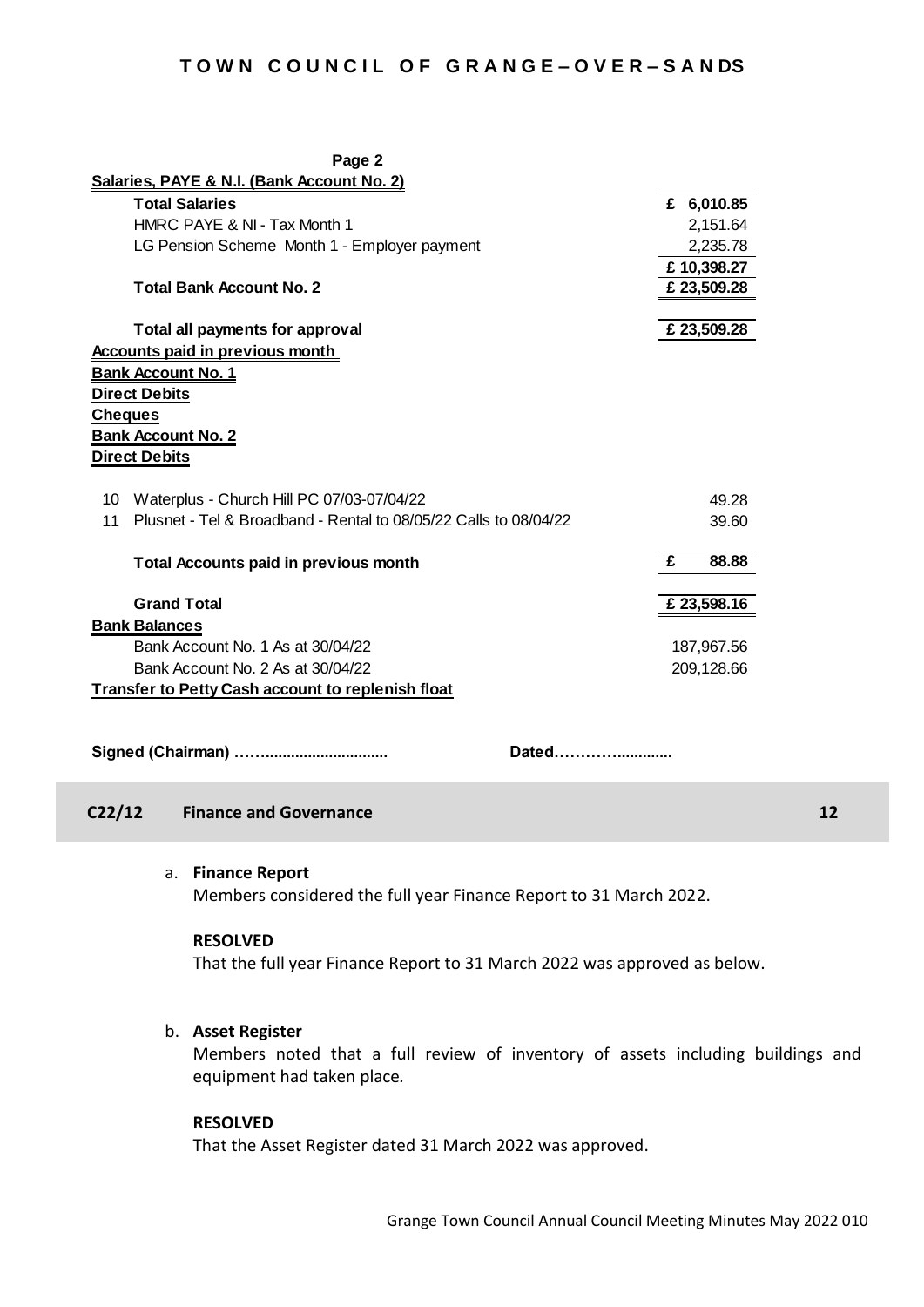**TOWN COUNCIL OF GRANGE–OVER–SANDS**

**Page 2**

| | | |
|---|---|---|
| **Salaries, PAYE & N.I. (Bank Account No. 2)** | | |
| | **Total Salaries** | **£ 6,010.85** |
| | HMRC PAYE & NI - Tax Month 1 | 2,151.64 |
| | LG Pension Scheme Month 1 - Employer payment | 2,235.78 |
| | | **£ 10,398.27** |
| | **Total Bank Account No. 2** | **£ 23,509.28** |
| | **Total all payments for approval** | **£ 23,509.28** |
| **Accounts paid in previous month** | | |
| **Bank Account No. 1** | | |
| **Direct Debits** | | |
| **Cheques** | | |
| **Bank Account No. 2** | | |
| **Direct Debits** | | |
| 10 | Waterplus - Church Hill PC 07/03-07/04/22 | 49.28 |
| 11 | Plusnet - Tel & Broadband - Rental to 08/05/22 Calls to 08/04/22 | 39.60 |
| | **Total Accounts paid in previous month** | **£ 88.88** |
| | **Grand Total** | **£ 23,598.16** |
| **Bank Balances** | | |
| | Bank Account No. 1 As at 30/04/22 | 187,967.56 |
| | Bank Account No. 2 As at 30/04/22 | 209,128.66 |
| **Transfer to Petty Cash account to replenish float** | | |

**Signed (Chairman) ……............................** **Dated………….............**

## C22/12 Finance and Governance 12

a. **Finance Report**

Members considered the full year Finance Report to 31 March 2022.

**RESOLVED**

That the full year Finance Report to 31 March 2022 was approved as below.

b. **Asset Register**

Members noted that a full review of inventory of assets including buildings and equipment had taken place.

**RESOLVED**

That the Asset Register dated 31 March 2022 was approved.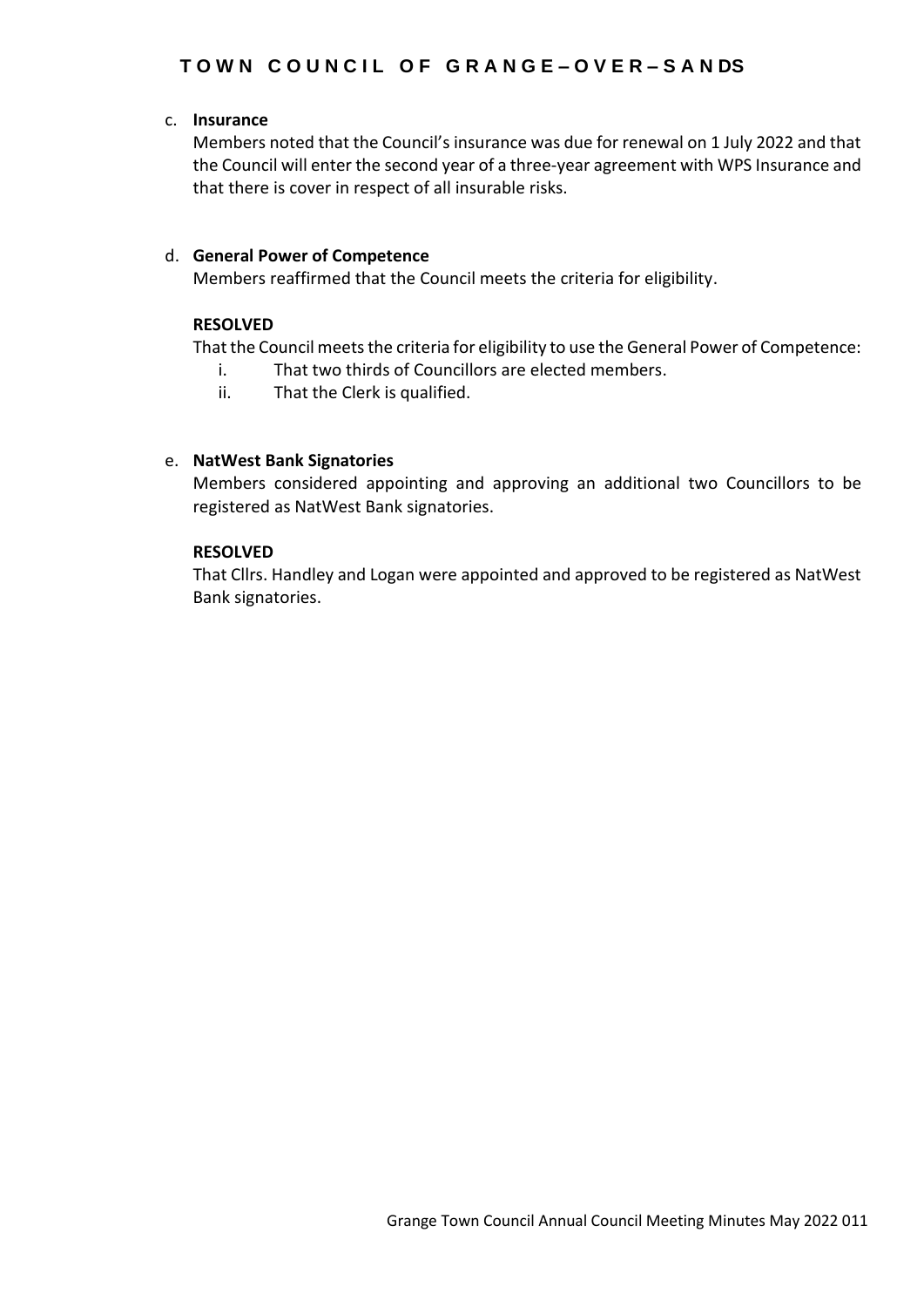c. **Insurance**

Members noted that the Council's insurance was due for renewal on 1 July 2022 and that the Council will enter the second year of a three-year agreement with WPS Insurance and that there is cover in respect of all insurable risks.

d. **General Power of Competence**

Members reaffirmed that the Council meets the criteria for eligibility.

**RESOLVED**

That the Council meets the criteria for eligibility to use the General Power of Competence:

i. That two thirds of Councillors are elected members.
ii. That the Clerk is qualified.

e. **NatWest Bank Signatories**

Members considered appointing and approving an additional two Councillors to be registered as NatWest Bank signatories.

**RESOLVED**

That Cllrs. Handley and Logan were appointed and approved to be registered as NatWest Bank signatories.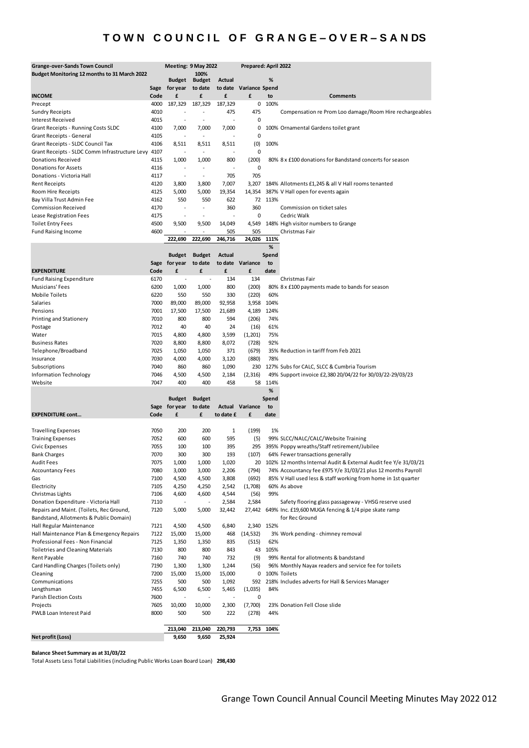# TOWN COUNCIL OF GRANGE–OVER–SANDS

| Grange-over-Sands Town Council | | Meeting: 9 May 2022 | | | Prepared: April 2022 | | |
|---|---|---|---|---|---|---|---|
| Budget Monitoring 12 months to 31 March 2022 | | | 100% | | | | |
| | Sage | Budget for year | Budget to date | Actual to date | Variance | % Spend to | |
| **INCOME** | Code | £ | £ | £ | £ | | **Comments** |
| Precept | 4000 | 187,329 | 187,329 | 187,329 | 0 | 100% | |
| Sundry Receipts | 4010 | - | - | 475 | 475 | | Compensation re Prom Loo damage/Room Hire rechargeables |
| Interest Received | 4015 | - | - | - | 0 | | |
| Grant Receipts - Running Costs SLDC | 4100 | 7,000 | 7,000 | 7,000 | 0 | 100% | Ornamental Gardens toilet grant |
| Grant Receipts - General | 4105 | - | - | - | 0 | | |
| Grant Receipts - SLDC Council Tax | 4106 | 8,511 | 8,511 | 8,511 | (0) | 100% | |
| Grant Receipts - SLDC Comm Infrastructure Levy | 4107 | - | - | - | 0 | | |
| Donations Received | 4115 | 1,000 | 1,000 | 800 | (200) | 80% | 8 x £100 donations for Bandstand concerts for season |
| Donations for Assets | 4116 | - | - | - | 0 | | |
| Donations - Victoria Hall | 4117 | - | - | 705 | 705 | | |
| Rent Receipts | 4120 | 3,800 | 3,800 | 7,007 | 3,207 | 184% | Allotments £1,245 & all V Hall rooms tenanted |
| Room Hire Receipts | 4125 | 5,000 | 5,000 | 19,354 | 14,354 | 387% | V Hall open for events again |
| Bay Villa Trust Admin Fee | 4162 | 550 | 550 | 622 | 72 | 113% | |
| Commission Received | 4170 | - | - | 360 | 360 | | Commission on ticket sales |
| Lease Registration Fees | 4175 | - | - | - | 0 | | Cedric Walk |
| Toilet Entry Fees | 4500 | 9,500 | 9,500 | 14,049 | 4,549 | 148% | High visitor numbers to Grange |
| Fund Raising Income | 4600 | - | - | 505 | 505 | | Christmas Fair |
| | | 222,690 | 222,690 | 246,716 | 24,026 | 111% | |

| | Sage | Budget for year | Budget to date | Actual to date | Variance | % Spend to date | |
|---|---|---|---|---|---|---|---|
| **EXPENDITURE** | Code | £ | £ | £ | £ | | |
| Fund Raising Expenditure | 6170 | - | - | 134 | 134 | | Christmas Fair |
| Musicians' Fees | 6200 | 1,000 | 1,000 | 800 | (200) | 80% | 8 x £100 payments made to bands for season |
| Mobile Toilets | 6220 | 550 | 550 | 330 | (220) | 60% | |
| Salaries | 7000 | 89,000 | 89,000 | 92,958 | 3,958 | 104% | |
| Pensions | 7001 | 17,500 | 17,500 | 21,689 | 4,189 | 124% | |
| Printing and Stationery | 7010 | 800 | 800 | 594 | (206) | 74% | |
| Postage | 7012 | 40 | 40 | 24 | (16) | 61% | |
| Water | 7015 | 4,800 | 4,800 | 3,599 | (1,201) | 75% | |
| Business Rates | 7020 | 8,800 | 8,800 | 8,072 | (728) | 92% | |
| Telephone/Broadband | 7025 | 1,050 | 1,050 | 371 | (679) | 35% | Reduction in tariff from Feb 2021 |
| Insurance | 7030 | 4,000 | 4,000 | 3,120 | (880) | 78% | |
| Subscriptions | 7040 | 860 | 860 | 1,090 | 230 | 127% | Subs for CALC, SLCC & Cumbria Tourism |
| Information Technology | 7046 | 4,500 | 4,500 | 2,184 | (2,316) | 49% | Support invoice £2,380 20/04/22 for 30/03/22-29/03/23 |
| Website | 7047 | 400 | 400 | 458 | 58 | 114% | |

| | Sage | Budget for year | Budget to date | Actual to date £ | Variance | % Spend to date | |
|---|---|---|---|---|---|---|---|
| **EXPENDITURE cont...** | Code | £ | £ | | £ | | |
| Travelling Expenses | 7050 | 200 | 200 | 1 | (199) | 1% | |
| Training Expenses | 7052 | 600 | 600 | 595 | (5) | 99% | SLCC/NALC/CALC/Website Training |
| Civic Expenses | 7055 | 100 | 100 | 395 | 295 | 395% | Poppy wreaths/Staff retirement/Jubilee |
| Bank Charges | 7070 | 300 | 300 | 193 | (107) | 64% | Fewer transactions generally |
| Audit Fees | 7075 | 1,000 | 1,000 | 1,020 | 20 | 102% | 12 months Internal Audit & External Audit fee Y/e 31/03/21 |
| Accountancy Fees | 7080 | 3,000 | 3,000 | 2,206 | (794) | 74% | Accountancy fee £975 Y/e 31/03/21 plus 12 months Payroll |
| Gas | 7100 | 4,500 | 4,500 | 3,808 | (692) | 85% | V Hall used less & staff working from home in 1st quarter |
| Electricity | 7105 | 4,250 | 4,250 | 2,542 | (1,708) | 60% | As above |
| Christmas Lights | 7106 | 4,600 | 4,600 | 4,544 | (56) | 99% | |
| Donation Expenditure - Victoria Hall | 7110 | - | - | 2,584 | 2,584 | | Safety flooring glass passageway - VHSG reserve used |
| Repairs and Maint. (Toilets, Rec Ground, Bandstand, Allotments & Public Domain) | 7120 | 5,000 | 5,000 | 32,442 | 27,442 | 649% | Inc. £19,600 MUGA fencing & 1/4 pipe skate ramp for Rec Ground |
| Hall Regular Maintenance | 7121 | 4,500 | 4,500 | 6,840 | 2,340 | 152% | |
| Hall Maintenance Plan & Emergency Repairs | 7122 | 15,000 | 15,000 | 468 | (14,532) | 3% | Work pending - chimney removal |
| Professional Fees - Non Financial | 7125 | 1,350 | 1,350 | 835 | (515) | 62% | |
| Toiletries and Cleaning Materials | 7130 | 800 | 800 | 843 | 43 | 105% | |
| Rent Payable | 7160 | 740 | 740 | 732 | (9) | 99% | Rental for allotments & bandstand |
| Card Handling Charges (Toilets only) | 7190 | 1,300 | 1,300 | 1,244 | (56) | 96% | Monthly Nayax readers and service fee for toilets |
| Cleaning | 7200 | 15,000 | 15,000 | 15,000 | 0 | 100% | Toilets |
| Communications | 7255 | 500 | 500 | 1,092 | 592 | 218% | Includes adverts for Hall & Services Manager |
| Lengthsman | 7455 | 6,500 | 6,500 | 5,465 | (1,035) | 84% | |
| Parish Election Costs | 7600 | - | - | - | 0 | | |
| Projects | 7605 | 10,000 | 10,000 | 2,300 | (7,700) | 23% | Donation Fell Close slide |
| PWLB Loan Interest Paid | 8000 | 500 | 500 | 222 | (278) | 44% | |
| | | 213,040 | 213,040 | 220,793 | 7,753 | 104% | |
| **Net profit (Loss)** | | 9,650 | 9,650 | 25,924 | | | |

**Balance Sheet Summary as at 31/03/22**

Total Assets Less Total Liabilities (including Public Works Loan Board Loan) **298,430**

Grange Town Council Annual Council Meeting Minutes May 2022 012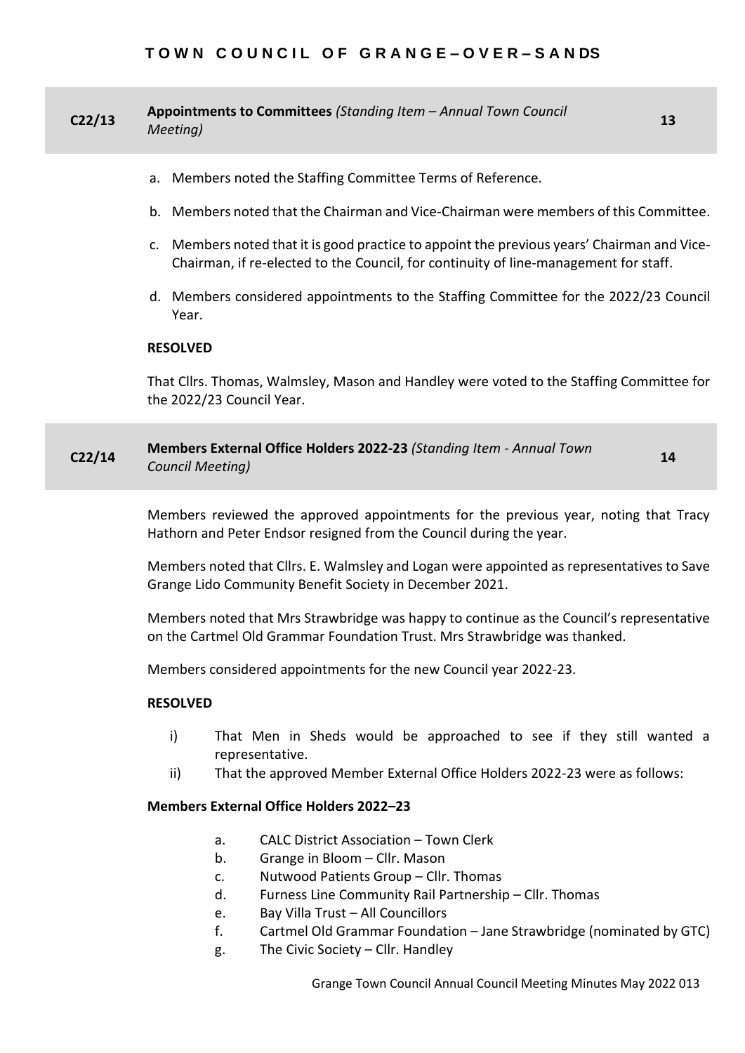## C22/13 Appointments to Committees *(Standing Item – Annual Town Council Meeting)* 13

a. Members noted the Staffing Committee Terms of Reference.

b. Members noted that the Chairman and Vice-Chairman were members of this Committee.

c. Members noted that it is good practice to appoint the previous years' Chairman and Vice-Chairman, if re-elected to the Council, for continuity of line-management for staff.

d. Members considered appointments to the Staffing Committee for the 2022/23 Council Year.

**RESOLVED**

That Cllrs. Thomas, Walmsley, Mason and Handley were voted to the Staffing Committee for the 2022/23 Council Year.

## C22/14 Members External Office Holders 2022-23 *(Standing Item - Annual Town Council Meeting)* 14

Members reviewed the approved appointments for the previous year, noting that Tracy Hathorn and Peter Endsor resigned from the Council during the year.

Members noted that Cllrs. E. Walmsley and Logan were appointed as representatives to Save Grange Lido Community Benefit Society in December 2021.

Members noted that Mrs Strawbridge was happy to continue as the Council's representative on the Cartmel Old Grammar Foundation Trust. Mrs Strawbridge was thanked.

Members considered appointments for the new Council year 2022-23.

**RESOLVED**

i) That Men in Sheds would be approached to see if they still wanted a representative.

ii) That the approved Member External Office Holders 2022-23 were as follows:

**Members External Office Holders 2022–23**

a. CALC District Association – Town Clerk
b. Grange in Bloom – Cllr. Mason
c. Nutwood Patients Group – Cllr. Thomas
d. Furness Line Community Rail Partnership – Cllr. Thomas
e. Bay Villa Trust – All Councillors
f. Cartmel Old Grammar Foundation – Jane Strawbridge (nominated by GTC)
g. The Civic Society – Cllr. Handley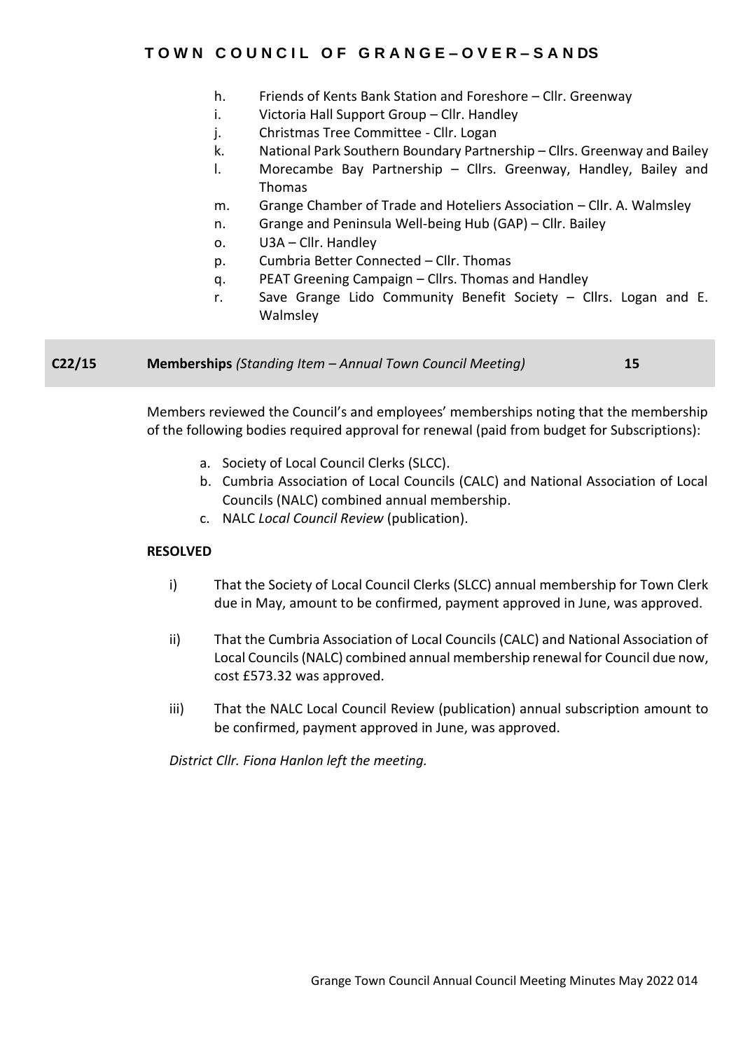h. Friends of Kents Bank Station and Foreshore – Cllr. Greenway
i. Victoria Hall Support Group – Cllr. Handley
j. Christmas Tree Committee - Cllr. Logan
k. National Park Southern Boundary Partnership – Cllrs. Greenway and Bailey
l. Morecambe Bay Partnership – Cllrs. Greenway, Handley, Bailey and Thomas
m. Grange Chamber of Trade and Hoteliers Association – Cllr. A. Walmsley
n. Grange and Peninsula Well-being Hub (GAP) – Cllr. Bailey
o. U3A – Cllr. Handley
p. Cumbria Better Connected – Cllr. Thomas
q. PEAT Greening Campaign – Cllrs. Thomas and Handley
r. Save Grange Lido Community Benefit Society – Cllrs. Logan and E. Walmsley

## C22/15 **Memberships** *(Standing Item – Annual Town Council Meeting)* **15**

Members reviewed the Council's and employees' memberships noting that the membership of the following bodies required approval for renewal (paid from budget for Subscriptions):

a. Society of Local Council Clerks (SLCC).
b. Cumbria Association of Local Councils (CALC) and National Association of Local Councils (NALC) combined annual membership.
c. NALC *Local Council Review* (publication).

**RESOLVED**

i) That the Society of Local Council Clerks (SLCC) annual membership for Town Clerk due in May, amount to be confirmed, payment approved in June, was approved.

ii) That the Cumbria Association of Local Councils (CALC) and National Association of Local Councils (NALC) combined annual membership renewal for Council due now, cost £573.32 was approved.

iii) That the NALC Local Council Review (publication) annual subscription amount to be confirmed, payment approved in June, was approved.

*District Cllr. Fiona Hanlon left the meeting.*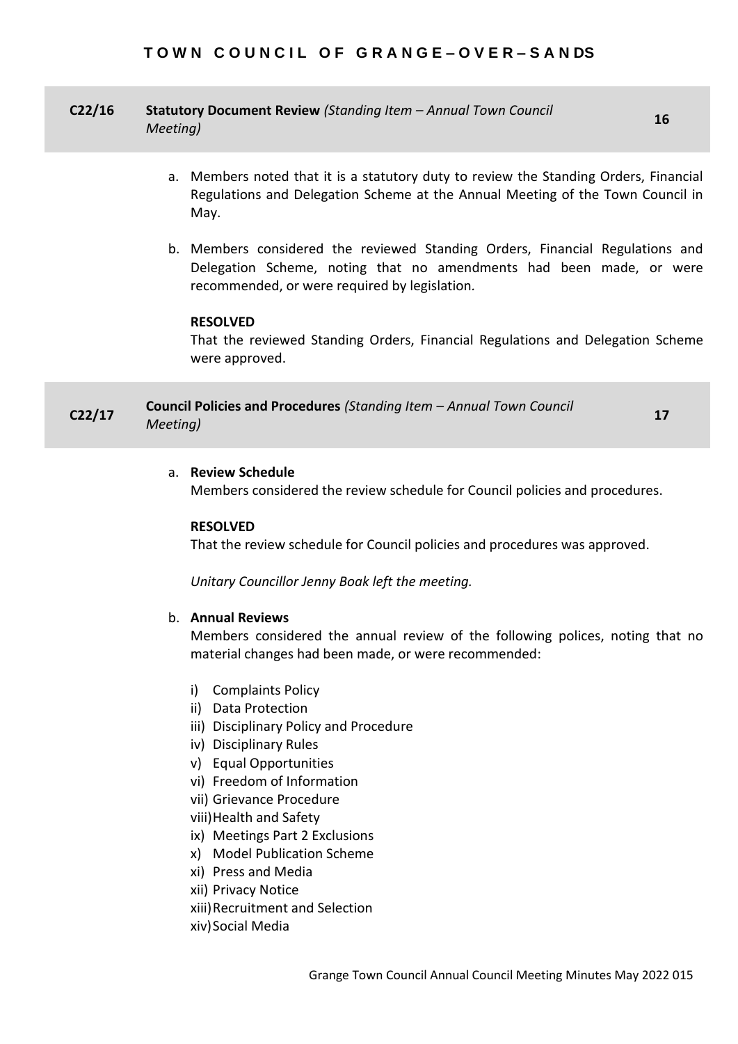## C22/16 Statutory Document Review *(Standing Item – Annual Town Council Meeting)* 16

a. Members noted that it is a statutory duty to review the Standing Orders, Financial Regulations and Delegation Scheme at the Annual Meeting of the Town Council in May.

b. Members considered the reviewed Standing Orders, Financial Regulations and Delegation Scheme, noting that no amendments had been made, or were recommended, or were required by legislation.

**RESOLVED**
That the reviewed Standing Orders, Financial Regulations and Delegation Scheme were approved.

## C22/17 Council Policies and Procedures *(Standing Item – Annual Town Council Meeting)* 17

a. **Review Schedule**
Members considered the review schedule for Council policies and procedures.

**RESOLVED**
That the review schedule for Council policies and procedures was approved.

*Unitary Councillor Jenny Boak left the meeting.*

b. **Annual Reviews**
Members considered the annual review of the following polices, noting that no material changes had been made, or were recommended:

i) Complaints Policy
ii) Data Protection
iii) Disciplinary Policy and Procedure
iv) Disciplinary Rules
v) Equal Opportunities
vi) Freedom of Information
vii) Grievance Procedure
viii) Health and Safety
ix) Meetings Part 2 Exclusions
x) Model Publication Scheme
xi) Press and Media
xii) Privacy Notice
xiii) Recruitment and Selection
xiv) Social Media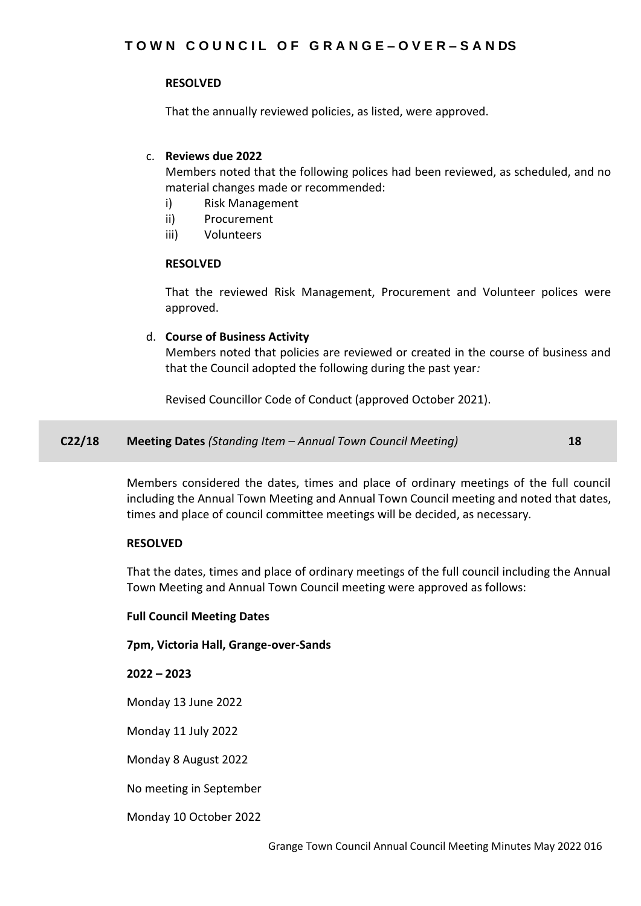**RESOLVED**

That the annually reviewed policies, as listed, were approved.

c. **Reviews due 2022**
   Members noted that the following polices had been reviewed, as scheduled, and no material changes made or recommended:
   i) Risk Management
   ii) Procurement
   iii) Volunteers

**RESOLVED**

That the reviewed Risk Management, Procurement and Volunteer polices were approved.

d. **Course of Business Activity**
   Members noted that policies are reviewed or created in the course of business and that the Council adopted the following during the past year*:*

   Revised Councillor Code of Conduct (approved October 2021).

## C22/18 Meeting Dates *(Standing Item – Annual Town Council Meeting)* 18

Members considered the dates, times and place of ordinary meetings of the full council including the Annual Town Meeting and Annual Town Council meeting and noted that dates, times and place of council committee meetings will be decided, as necessary.

**RESOLVED**

That the dates, times and place of ordinary meetings of the full council including the Annual Town Meeting and Annual Town Council meeting were approved as follows:

**Full Council Meeting Dates**

**7pm, Victoria Hall, Grange-over-Sands**

**2022 – 2023**

Monday 13 June 2022

Monday 11 July 2022

Monday 8 August 2022

No meeting in September

Monday 10 October 2022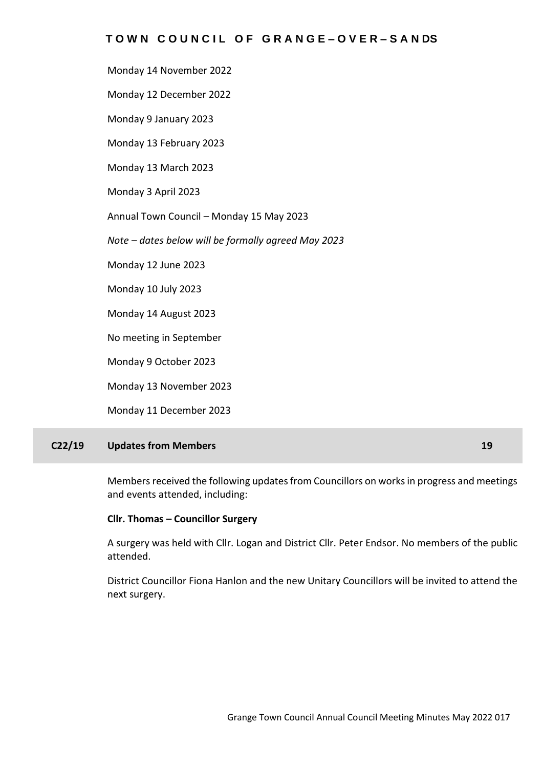Monday 14 November 2022

Monday 12 December 2022

Monday 9 January 2023

Monday 13 February 2023

Monday 13 March 2023

Monday 3 April 2023

Annual Town Council – Monday 15 May 2023

*Note – dates below will be formally agreed May 2023*

Monday 12 June 2023

Monday 10 July 2023

Monday 14 August 2023

No meeting in September

Monday 9 October 2023

Monday 13 November 2023

Monday 11 December 2023

## C22/19 Updates from Members 19

Members received the following updates from Councillors on works in progress and meetings and events attended, including:

**Cllr. Thomas – Councillor Surgery**

A surgery was held with Cllr. Logan and District Cllr. Peter Endsor. No members of the public attended.

District Councillor Fiona Hanlon and the new Unitary Councillors will be invited to attend the next surgery.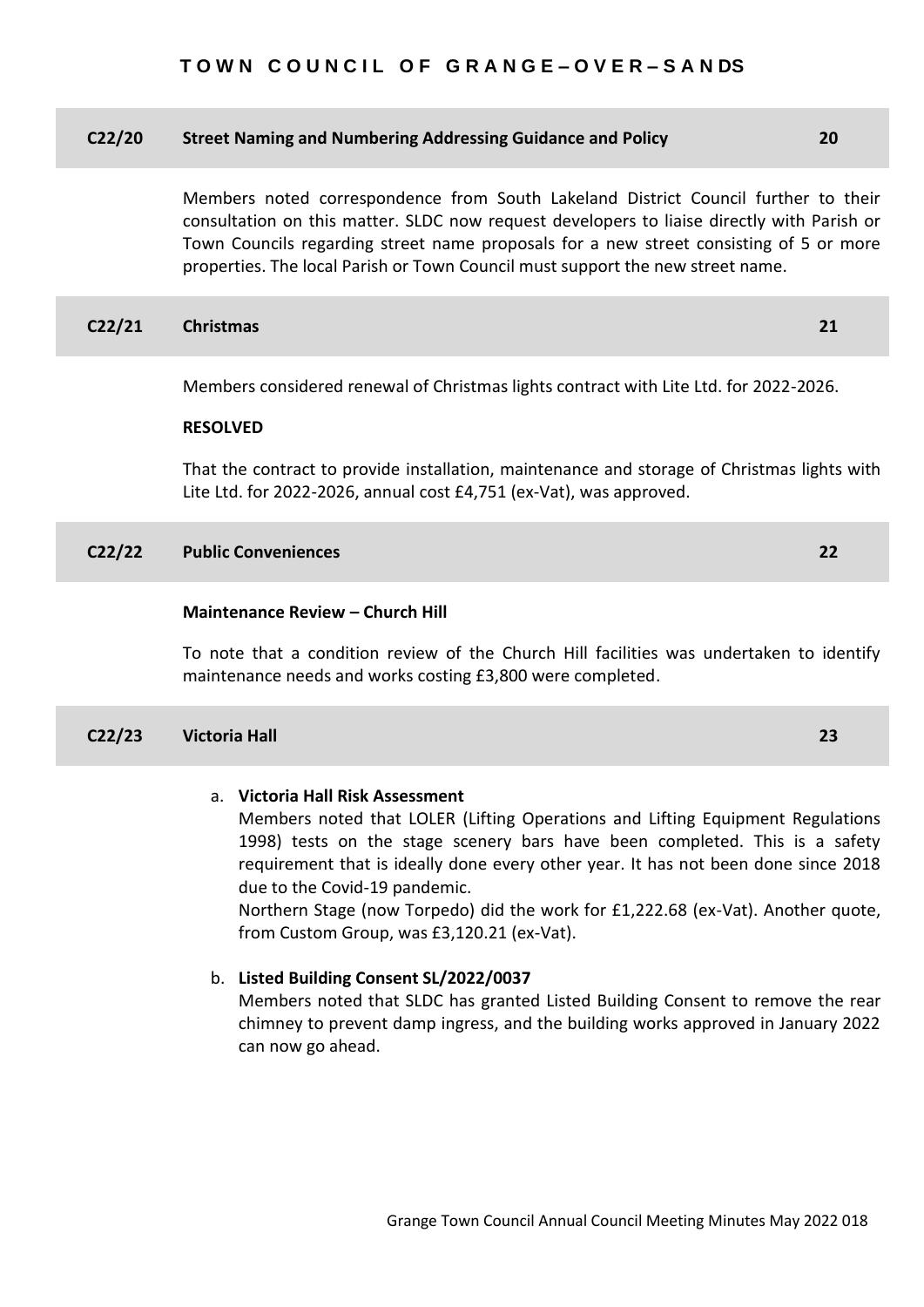## C22/20 Street Naming and Numbering Addressing Guidance and Policy 20

Members noted correspondence from South Lakeland District Council further to their consultation on this matter. SLDC now request developers to liaise directly with Parish or Town Councils regarding street name proposals for a new street consisting of 5 or more properties. The local Parish or Town Council must support the new street name.

## C22/21 Christmas 21

Members considered renewal of Christmas lights contract with Lite Ltd. for 2022-2026.

**RESOLVED**

That the contract to provide installation, maintenance and storage of Christmas lights with Lite Ltd. for 2022-2026, annual cost £4,751 (ex-Vat), was approved.

## C22/22 Public Conveniences 22

**Maintenance Review – Church Hill**

To note that a condition review of the Church Hill facilities was undertaken to identify maintenance needs and works costing £3,800 were completed.

## C22/23 Victoria Hall 23

a. **Victoria Hall Risk Assessment**
   Members noted that LOLER (Lifting Operations and Lifting Equipment Regulations 1998) tests on the stage scenery bars have been completed. This is a safety requirement that is ideally done every other year. It has not been done since 2018 due to the Covid-19 pandemic.
   Northern Stage (now Torpedo) did the work for £1,222.68 (ex-Vat). Another quote, from Custom Group, was £3,120.21 (ex-Vat).

b. **Listed Building Consent SL/2022/0037**
   Members noted that SLDC has granted Listed Building Consent to remove the rear chimney to prevent damp ingress, and the building works approved in January 2022 can now go ahead.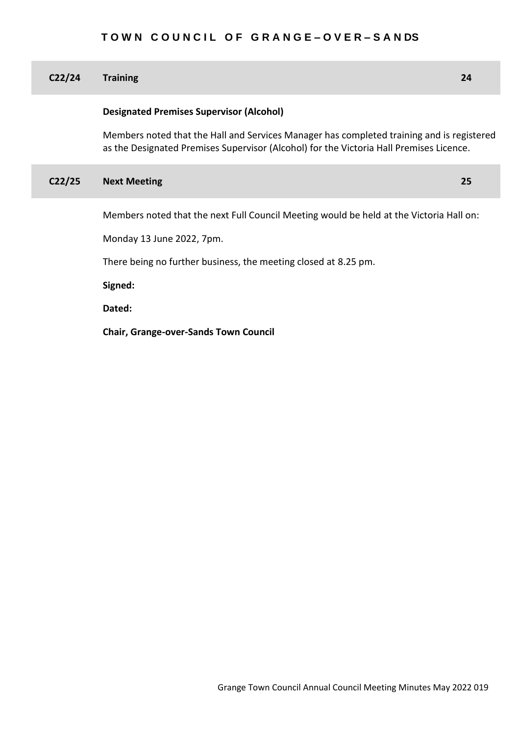## C22/24 Training 24

**Designated Premises Supervisor (Alcohol)**

Members noted that the Hall and Services Manager has completed training and is registered as the Designated Premises Supervisor (Alcohol) for the Victoria Hall Premises Licence.

## C22/25 Next Meeting 25

Members noted that the next Full Council Meeting would be held at the Victoria Hall on:

Monday 13 June 2022, 7pm.

There being no further business, the meeting closed at 8.25 pm.

**Signed:**

**Dated:**

**Chair, Grange-over-Sands Town Council**